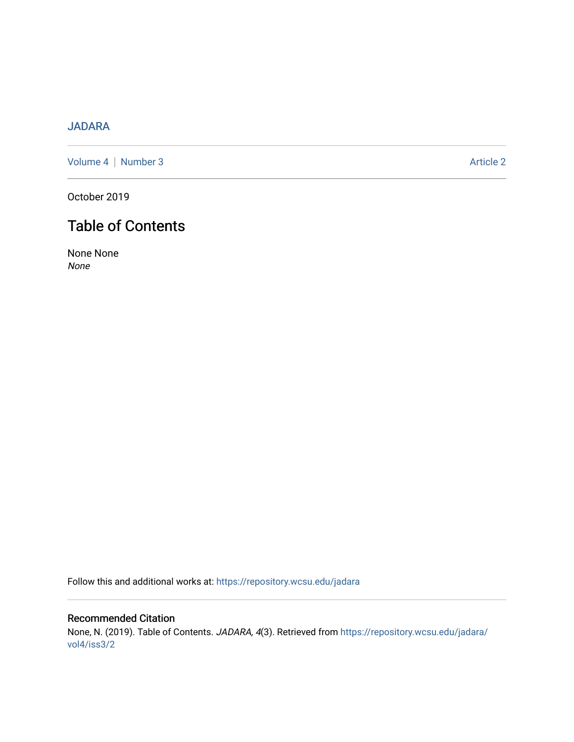JADARA

Volume 4 | Number 3 Article 2

October 2019

# Table of Contents

None None
*None*

Follow this and additional works at: https://repository.wcsu.edu/jadara

## Recommended Citation

None, N. (2019). Table of Contents. *JADARA, 4*(3). Retrieved from https://repository.wcsu.edu/jadara/vol4/iss3/2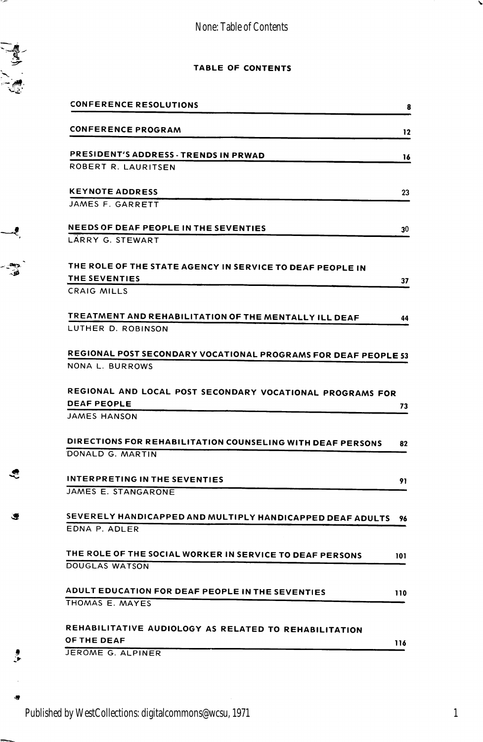# TABLE OF CONTENTS

| | |
|---|---|
| **CONFERENCE RESOLUTIONS** | 8 |
| **CONFERENCE PROGRAM** | 12 |
| **PRESIDENT'S ADDRESS - TRENDS IN PRWAD**<br>ROBERT R. LAURITSEN | 16 |
| **KEYNOTE ADDRESS**<br>JAMES F. GARRETT | 23 |
| **NEEDS OF DEAF PEOPLE IN THE SEVENTIES**<br>LARRY G. STEWART | 30 |
| **THE ROLE OF THE STATE AGENCY IN SERVICE TO DEAF PEOPLE IN THE SEVENTIES**<br>CRAIG MILLS | 37 |
| **TREATMENT AND REHABILITATION OF THE MENTALLY ILL DEAF**<br>LUTHER D. ROBINSON | 44 |
| **REGIONAL POST SECONDARY VOCATIONAL PROGRAMS FOR DEAF PEOPLE**<br>NONA L. BURROWS | 53 |
| **REGIONAL AND LOCAL POST SECONDARY VOCATIONAL PROGRAMS FOR DEAF PEOPLE**<br>JAMES HANSON | 73 |
| **DIRECTIONS FOR REHABILITATION COUNSELING WITH DEAF PERSONS**<br>DONALD G. MARTIN | 82 |
| **INTERPRETING IN THE SEVENTIES**<br>JAMES E. STANGARONE | 91 |
| **SEVERELY HANDICAPPED AND MULTIPLY HANDICAPPED DEAF ADULTS**<br>EDNA P. ADLER | 96 |
| **THE ROLE OF THE SOCIAL WORKER IN SERVICE TO DEAF PERSONS**<br>DOUGLAS WATSON | 101 |
| **ADULT EDUCATION FOR DEAF PEOPLE IN THE SEVENTIES**<br>THOMAS E. MAYES | 110 |
| **REHABILITATIVE AUDIOLOGY AS RELATED TO REHABILITATION OF THE DEAF**<br>JEROME G. ALPINER | 116 |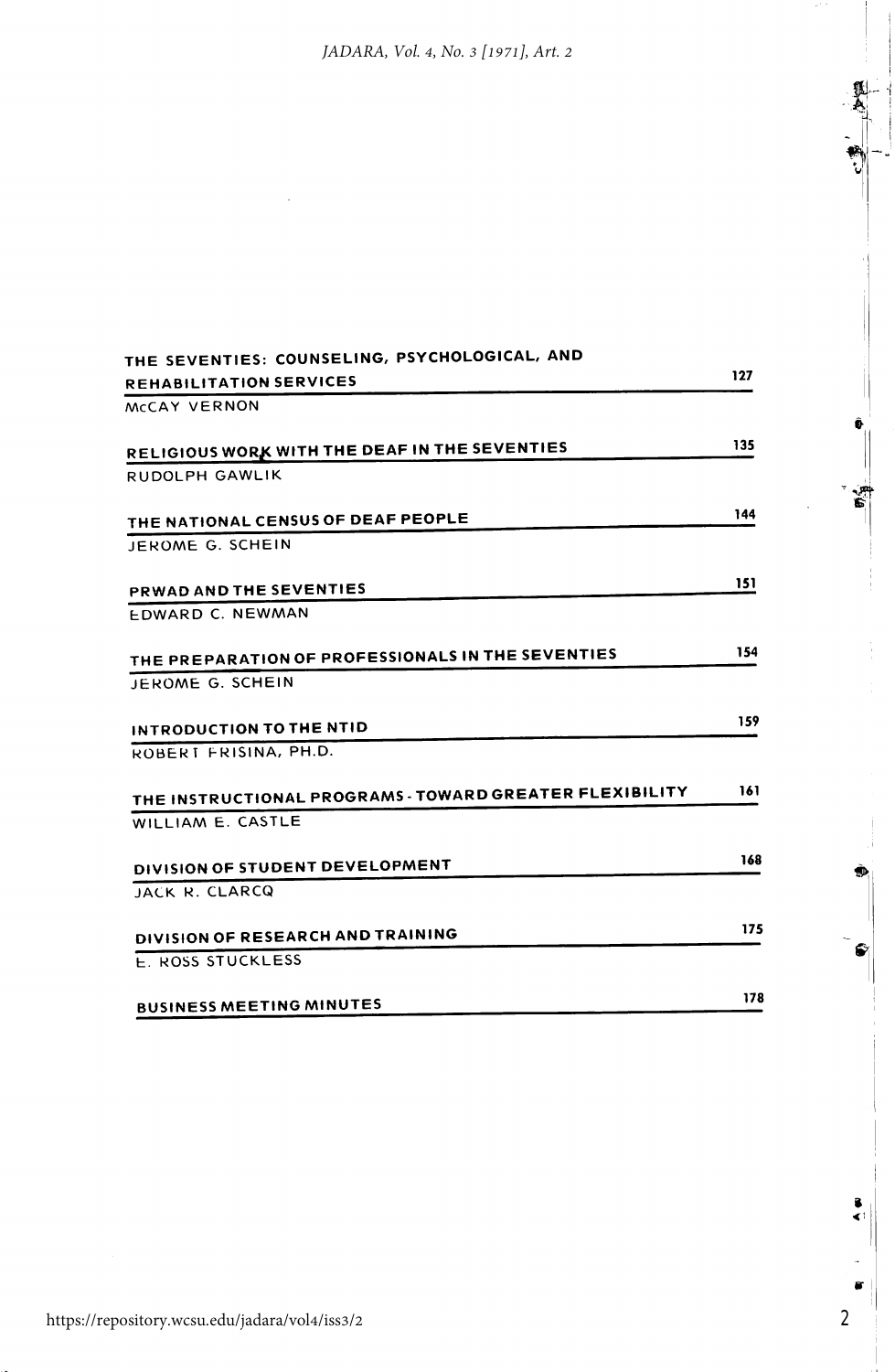| | | |
|---|---|---|
| THE SEVENTIES: COUNSELING, PSYCHOLOGICAL, AND REHABILITATION SERVICES | McCAY VERNON | 127 |
| RELIGIOUS WORK WITH THE DEAF IN THE SEVENTIES | RUDOLPH GAWLIK | 135 |
| THE NATIONAL CENSUS OF DEAF PEOPLE | JEROME G. SCHEIN | 144 |
| PRWAD AND THE SEVENTIES | EDWARD C. NEWMAN | 151 |
| THE PREPARATION OF PROFESSIONALS IN THE SEVENTIES | JEROME G. SCHEIN | 154 |
| INTRODUCTION TO THE NTID | ROBERT FRISINA, PH.D. | 159 |
| THE INSTRUCTIONAL PROGRAMS - TOWARD GREATER FLEXIBILITY | WILLIAM E. CASTLE | 161 |
| DIVISION OF STUDENT DEVELOPMENT | JACK R. CLARCQ | 168 |
| DIVISION OF RESEARCH AND TRAINING | E. ROSS STUCKLESS | 175 |
| BUSINESS MEETING MINUTES | | 178 |